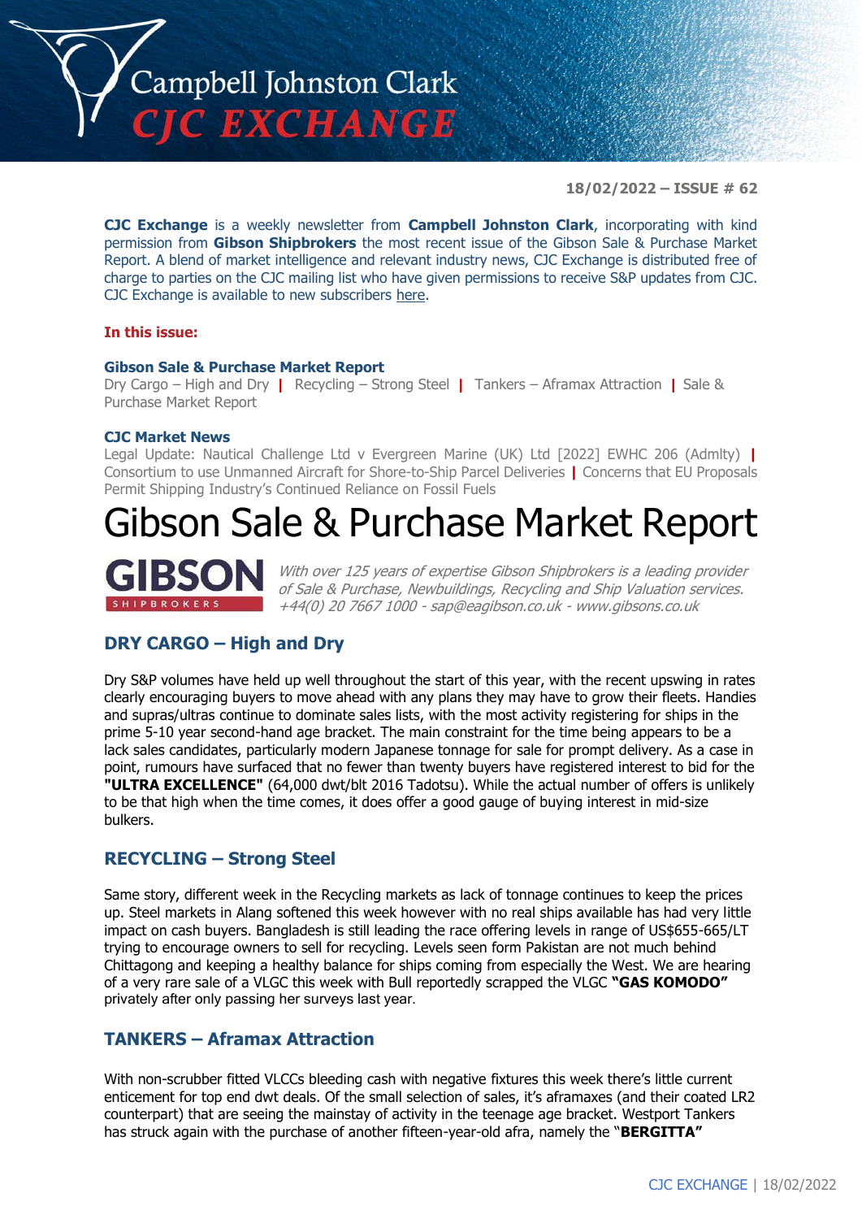# Campbell Johnston Clark CJC EXCHANGE

**18/02/2022 – ISSUE # 62**

**CJC Exchange** is a weekly newsletter from **Campbell Johnston Clark**, incorporating with kind permission from **Gibson Shipbrokers** the most recent issue of the Gibson Sale & Purchase Market Report. A blend of market intelligence and relevant industry news, CJC Exchange is distributed free of charge to parties on the CJC mailing list who have given permissions to receive S&P updates from CJC. CJC Exchange is available to new subscribers here.

**In this issue:**

**Gibson Sale & Purchase Market Report**
Dry Cargo – High and Dry | Recycling – Strong Steel | Tankers – Aframax Attraction | Sale & Purchase Market Report

**CJC Market News**
Legal Update: Nautical Challenge Ltd v Evergreen Marine (UK) Ltd [2022] EWHC 206 (Admlty) | Consortium to use Unmanned Aircraft for Shore-to-Ship Parcel Deliveries | Concerns that EU Proposals Permit Shipping Industry's Continued Reliance on Fossil Fuels

# Gibson Sale & Purchase Market Report

**GIBSON** SHIPBROKERS

*With over 125 years of expertise Gibson Shipbrokers is a leading provider of Sale & Purchase, Newbuildings, Recycling and Ship Valuation services. +44(0) 20 7667 1000 - sap@eagibson.co.uk - www.gibsons.co.uk*

## DRY CARGO – High and Dry

Dry S&P volumes have held up well throughout the start of this year, with the recent upswing in rates clearly encouraging buyers to move ahead with any plans they may have to grow their fleets. Handies and supras/ultras continue to dominate sales lists, with the most activity registering for ships in the prime 5-10 year second-hand age bracket. The main constraint for the time being appears to be a lack sales candidates, particularly modern Japanese tonnage for sale for prompt delivery. As a case in point, rumours have surfaced that no fewer than twenty buyers have registered interest to bid for the **"ULTRA EXCELLENCE"** (64,000 dwt/blt 2016 Tadotsu). While the actual number of offers is unlikely to be that high when the time comes, it does offer a good gauge of buying interest in mid-size bulkers.

## RECYCLING – Strong Steel

Same story, different week in the Recycling markets as lack of tonnage continues to keep the prices up. Steel markets in Alang softened this week however with no real ships available has had very little impact on cash buyers. Bangladesh is still leading the race offering levels in range of US$655-665/LT trying to encourage owners to sell for recycling. Levels seen form Pakistan are not much behind Chittagong and keeping a healthy balance for ships coming from especially the West. We are hearing of a very rare sale of a VLGC this week with Bull reportedly scrapped the VLGC **"GAS KOMODO"** privately after only passing her surveys last year.

## TANKERS – Aframax Attraction

With non-scrubber fitted VLCCs bleeding cash with negative fixtures this week there's little current enticement for top end dwt deals. Of the small selection of sales, it's aframaxes (and their coated LR2 counterpart) that are seeing the mainstay of activity in the teenage age bracket. Westport Tankers has struck again with the purchase of another fifteen-year-old afra, namely the "**BERGITTA"**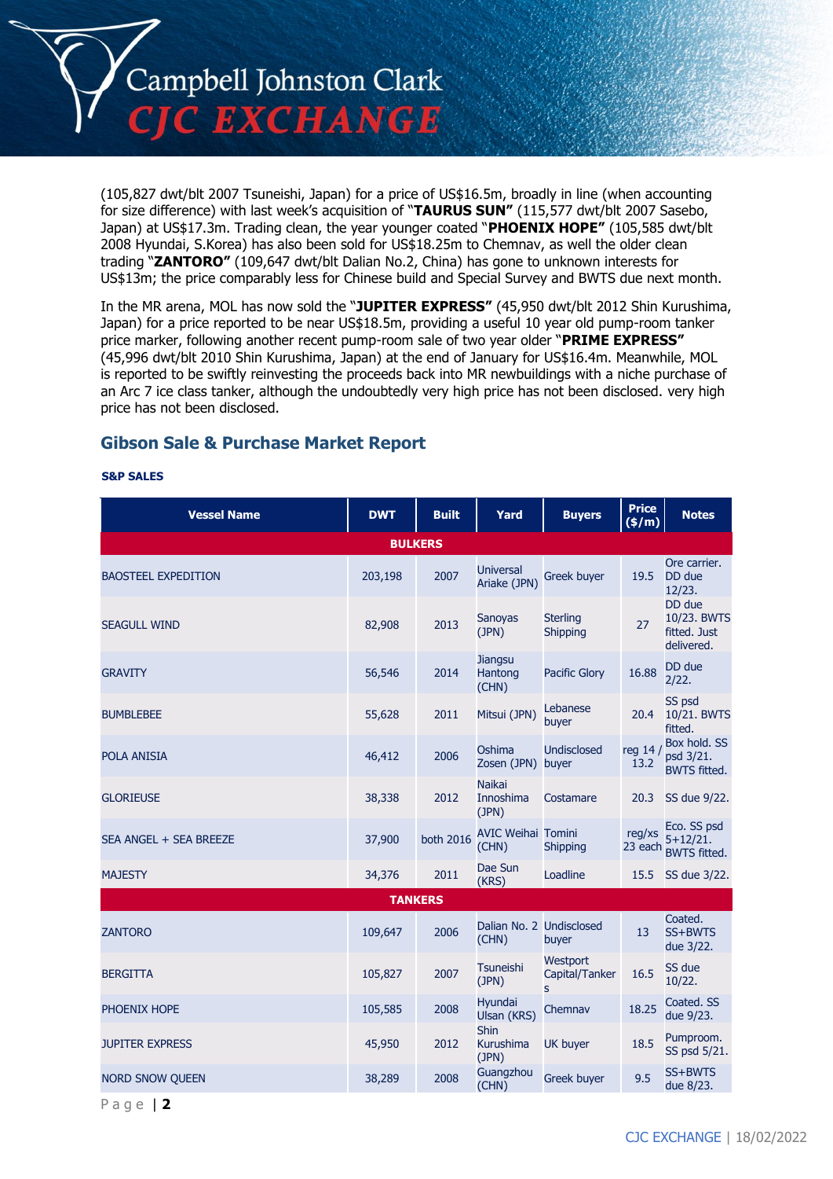(105,827 dwt/blt 2007 Tsuneishi, Japan) for a price of US$16.5m, broadly in line (when accounting for size difference) with last week's acquisition of "**TAURUS SUN**" (115,577 dwt/blt 2007 Sasebo, Japan) at US$17.3m. Trading clean, the year younger coated "**PHOENIX HOPE**" (105,585 dwt/blt 2008 Hyundai, S.Korea) has also been sold for US$18.25m to Chemnav, as well the older clean trading "**ZANTORO**" (109,647 dwt/blt Dalian No.2, China) has gone to unknown interests for US$13m; the price comparably less for Chinese build and Special Survey and BWTS due next month.

In the MR arena, MOL has now sold the "**JUPITER EXPRESS**" (45,950 dwt/blt 2012 Shin Kurushima, Japan) for a price reported to be near US$18.5m, providing a useful 10 year old pump-room tanker price marker, following another recent pump-room sale of two year older "**PRIME EXPRESS**" (45,996 dwt/blt 2010 Shin Kurushima, Japan) at the end of January for US$16.4m. Meanwhile, MOL is reported to be swiftly reinvesting the proceeds back into MR newbuildings with a niche purchase of an Arc 7 ice class tanker, although the undoubtedly very high price has not been disclosed. very high price has not been disclosed.

## Gibson Sale & Purchase Market Report

**S&P SALES**

| Vessel Name | DWT | Built | Yard | Buyers | Price ($/m) | Notes |
|---|---|---|---|---|---|---|
| **BULKERS** | | | | | | |
| BAOSTEEL EXPEDITION | 203,198 | 2007 | Universal Ariake (JPN) | Greek buyer | 19.5 | Ore carrier. DD due 12/23. |
| SEAGULL WIND | 82,908 | 2013 | Sanoyas (JPN) | Sterling Shipping | 27 | DD due 10/23. BWTS fitted. Just delivered. |
| GRAVITY | 56,546 | 2014 | Jiangsu Hantong (CHN) | Pacific Glory | 16.88 | DD due 2/22. |
| BUMBLEBEE | 55,628 | 2011 | Mitsui (JPN) | Lebanese buyer | 20.4 | SS psd 10/21. BWTS fitted. |
| POLA ANISIA | 46,412 | 2006 | Oshima Zosen (JPN) | Undisclosed buyer | reg 14 / 13.2 | Box hold. SS psd 3/21. BWTS fitted. |
| GLORIEUSE | 38,338 | 2012 | Naikai Innoshima (JPN) | Costamare | 20.3 | SS due 9/22. |
| SEA ANGEL + SEA BREEZE | 37,900 | both 2016 | AVIC Weihai (CHN) | Tomini Shipping | reg/xs 23 each | Eco. SS psd 5+12/21. BWTS fitted. |
| MAJESTY | 34,376 | 2011 | Dae Sun (KRS) | Loadline | 15.5 | SS due 3/22. |
| **TANKERS** | | | | | | |
| ZANTORO | 109,647 | 2006 | Dalian No. 2 (CHN) | Undisclosed buyer | 13 | Coated. SS+BWTS due 3/22. |
| BERGITTA | 105,827 | 2007 | Tsuneishi (JPN) | Westport Capital/Tankers | 16.5 | SS due 10/22. |
| PHOENIX HOPE | 105,585 | 2008 | Hyundai Ulsan (KRS) | Chemnav | 18.25 | Coated. SS due 9/23. |
| JUPITER EXPRESS | 45,950 | 2012 | Shin Kurushima (JPN) | UK buyer | 18.5 | Pumproom. SS psd 5/21. |
| NORD SNOW QUEEN | 38,289 | 2008 | Guangzhou (CHN) | Greek buyer | 9.5 | SS+BWTS due 8/23. |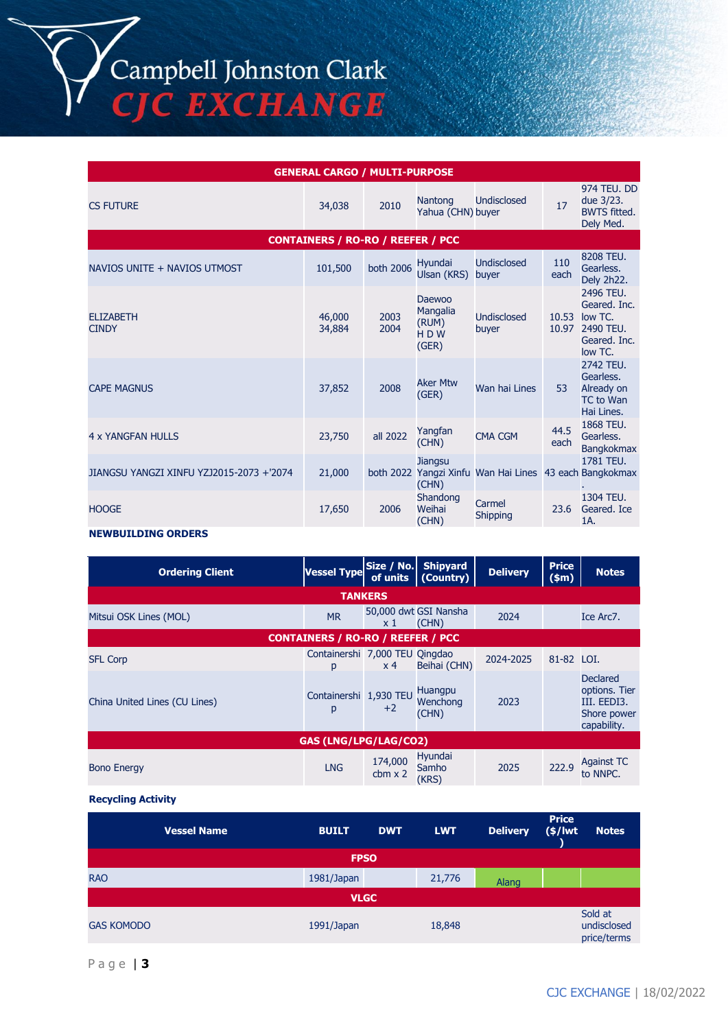| | | | | | | |
|---|---|---|---|---|---|---|
| **GENERAL CARGO / MULTI-PURPOSE** | | | | | | |
| CS FUTURE | 34,038 | 2010 | Nantong Yahua (CHN) | Undisclosed buyer | 17 | 974 TEU. DD due 3/23. BWTS fitted. Dely Med. |
| **CONTAINERS / RO-RO / REEFER / PCC** | | | | | | |
| NAVIOS UNITE + NAVIOS UTMOST | 101,500 | both 2006 | Hyundai Ulsan (KRS) | Undisclosed buyer | 110 each | 8208 TEU. Gearless. Dely 2h22. |
| ELIZABETH<br>CINDY | 46,000<br>34,884 | 2003<br>2004 | Daewoo Mangalia (RUM)<br>H D W (GER) | Undisclosed buyer | 10.53<br>10.97 | 2496 TEU. Geared. Inc. low TC. 2490 TEU. Geared. Inc. low TC. |
| CAPE MAGNUS | 37,852 | 2008 | Aker Mtw (GER) | Wan hai Lines | 53 | 2742 TEU. Gearless. Already on TC to Wan Hai Lines. |
| 4 x YANGFAN HULLS | 23,750 | all 2022 | Yangfan (CHN) | CMA CGM | 44.5 each | 1868 TEU. Gearless. Bangkokmax |
| JIANGSU YANGZI XINFU YZJ2015-2073 +'2074 | 21,000 | both 2022 | Jiangsu Yangzi Xinfu (CHN) | Wan Hai Lines | 43 each | 1781 TEU. Bangkokmax. |
| HOOGE | 17,650 | 2006 | Shandong Weihai (CHN) | Carmel Shipping | 23.6 | 1304 TEU. Geared. Ice 1A. |

**NEWBUILDING ORDERS**

| Ordering Client | Vessel Type | Size / No. of units | Shipyard (Country) | Delivery | Price ($m) | Notes |
|---|---|---|---|---|---|---|
| **TANKERS** | | | | | | |
| Mitsui OSK Lines (MOL) | MR | 50,000 dwt x 1 | GSI Nansha (CHN) | 2024 | | Ice Arc7. |
| **CONTAINERS / RO-RO / REEFER / PCC** | | | | | | |
| SFL Corp | Containership | 7,000 TEU x 4 | Qingdao Beihai (CHN) | 2024-2025 | 81-82 | LOI. |
| China United Lines (CU Lines) | Containership | 1,930 TEU +2 | Huangpu Wenchong (CHN) | 2023 | | Declared options. Tier III. EEDI3. Shore power capability. |
| **GAS (LNG/LPG/LAG/CO2)** | | | | | | |
| Bono Energy | LNG | 174,000 cbm x 2 | Hyundai Samho (KRS) | 2025 | 222.9 | Against TC to NNPC. |

**Recycling Activity**

| Vessel Name | BUILT | DWT | LWT | Delivery | Price ($/lwt) | Notes |
|---|---|---|---|---|---|---|
| **FPSO** | | | | | | |
| RAO | 1981/Japan | | 21,776 | Alang | | |
| **VLGC** | | | | | | |
| GAS KOMODO | 1991/Japan | | 18,848 | | | Sold at undisclosed price/terms |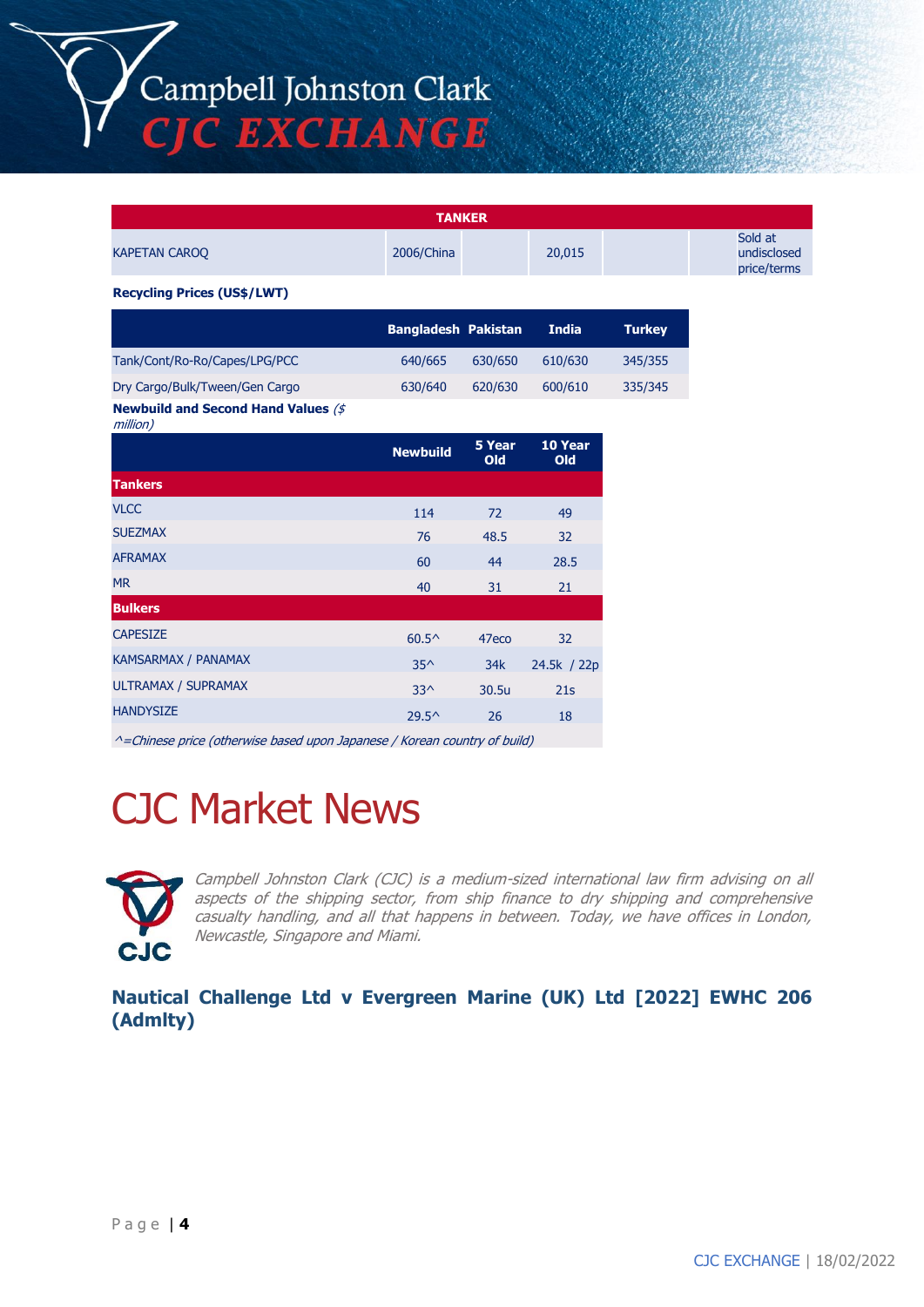| TANKER | | | | | |
|---|---|---|---|---|---|
| KAPETAN CAROQ | 2006/China | | 20,015 | | Sold at undisclosed price/terms |

**Recycling Prices (US$/LWT)**

| | Bangladesh | Pakistan | India | Turkey |
|---|---|---|---|---|
| Tank/Cont/Ro-Ro/Capes/LPG/PCC | 640/665 | 630/650 | 610/630 | 345/355 |
| Dry Cargo/Bulk/Tween/Gen Cargo | 630/640 | 620/630 | 600/610 | 335/345 |

**Newbuild and Second Hand Values** *($ million)*

| | Newbuild | 5 Year Old | 10 Year Old |
|---|---|---|---|
| **Tankers** | | | |
| VLCC | 114 | 72 | 49 |
| SUEZMAX | 76 | 48.5 | 32 |
| AFRAMAX | 60 | 44 | 28.5 |
| MR | 40 | 31 | 21 |
| **Bulkers** | | | |
| CAPESIZE | 60.5^ | 47eco | 32 |
| KAMSARMAX / PANAMAX | 35^ | 34k | 24.5k / 22p |
| ULTRAMAX / SUPRAMAX | 33^ | 30.5u | 21s |
| HANDYSIZE | 29.5^ | 26 | 18 |

*^=Chinese price (otherwise based upon Japanese / Korean country of build)*

# CJC Market News

*Campbell Johnston Clark (CJC) is a medium-sized international law firm advising on all aspects of the shipping sector, from ship finance to dry shipping and comprehensive casualty handling, and all that happens in between. Today, we have offices in London, Newcastle, Singapore and Miami.*

## Nautical Challenge Ltd v Evergreen Marine (UK) Ltd [2022] EWHC 206 (Admlty)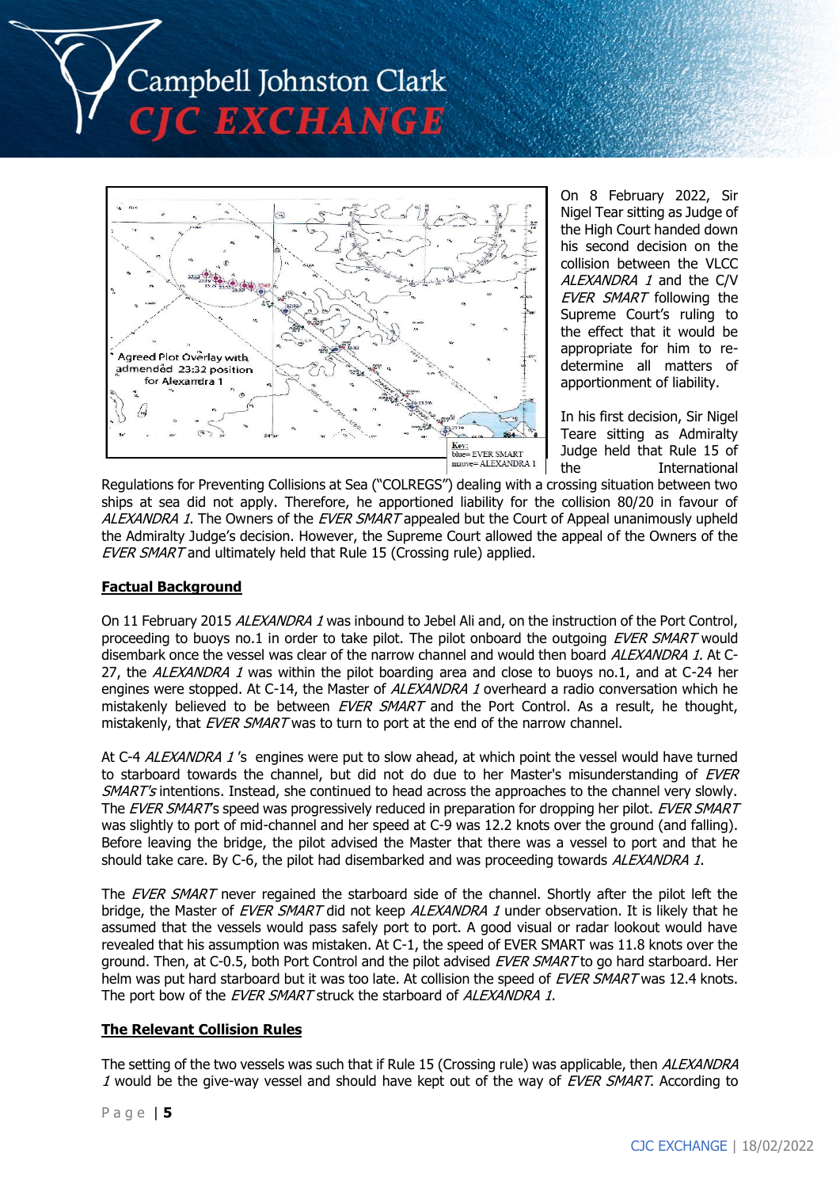On 8 February 2022, Sir Nigel Tear sitting as Judge of the High Court handed down his second decision on the collision between the VLCC *ALEXANDRA 1* and the C/V *EVER SMART* following the Supreme Court's ruling to the effect that it would be appropriate for him to re-determine all matters of apportionment of liability.

In his first decision, Sir Nigel Teare sitting as Admiralty Judge held that Rule 15 of the International Regulations for Preventing Collisions at Sea ("COLREGS") dealing with a crossing situation between two ships at sea did not apply. Therefore, he apportioned liability for the collision 80/20 in favour of *ALEXANDRA 1*. The Owners of the *EVER SMART* appealed but the Court of Appeal unanimously upheld the Admiralty Judge's decision. However, the Supreme Court allowed the appeal of the Owners of the *EVER SMART* and ultimately held that Rule 15 (Crossing rule) applied.

**Factual Background**

On 11 February 2015 *ALEXANDRA 1* was inbound to Jebel Ali and, on the instruction of the Port Control, proceeding to buoys no.1 in order to take pilot. The pilot onboard the outgoing *EVER SMART* would disembark once the vessel was clear of the narrow channel and would then board *ALEXANDRA 1*. At C-27, the *ALEXANDRA 1* was within the pilot boarding area and close to buoys no.1, and at C-24 her engines were stopped. At C-14, the Master of *ALEXANDRA 1* overheard a radio conversation which he mistakenly believed to be between *EVER SMART* and the Port Control. As a result, he thought, mistakenly, that *EVER SMART* was to turn to port at the end of the narrow channel.

At C-4 *ALEXANDRA 1*'s engines were put to slow ahead, at which point the vessel would have turned to starboard towards the channel, but did not do due to her Master's misunderstanding of *EVER SMART's* intentions. Instead, she continued to head across the approaches to the channel very slowly. The *EVER SMART*'s speed was progressively reduced in preparation for dropping her pilot. *EVER SMART* was slightly to port of mid-channel and her speed at C-9 was 12.2 knots over the ground (and falling). Before leaving the bridge, the pilot advised the Master that there was a vessel to port and that he should take care. By C-6, the pilot had disembarked and was proceeding towards *ALEXANDRA 1*.

The *EVER SMART* never regained the starboard side of the channel. Shortly after the pilot left the bridge, the Master of *EVER SMART* did not keep *ALEXANDRA 1* under observation. It is likely that he assumed that the vessels would pass safely port to port. A good visual or radar lookout would have revealed that his assumption was mistaken. At C-1, the speed of EVER SMART was 11.8 knots over the ground. Then, at C-0.5, both Port Control and the pilot advised *EVER SMART* to go hard starboard. Her helm was put hard starboard but it was too late. At collision the speed of *EVER SMART* was 12.4 knots. The port bow of the *EVER SMART* struck the starboard of *ALEXANDRA 1*.

**The Relevant Collision Rules**

The setting of the two vessels was such that if Rule 15 (Crossing rule) was applicable, then *ALEXANDRA 1* would be the give-way vessel and should have kept out of the way of *EVER SMART*. According to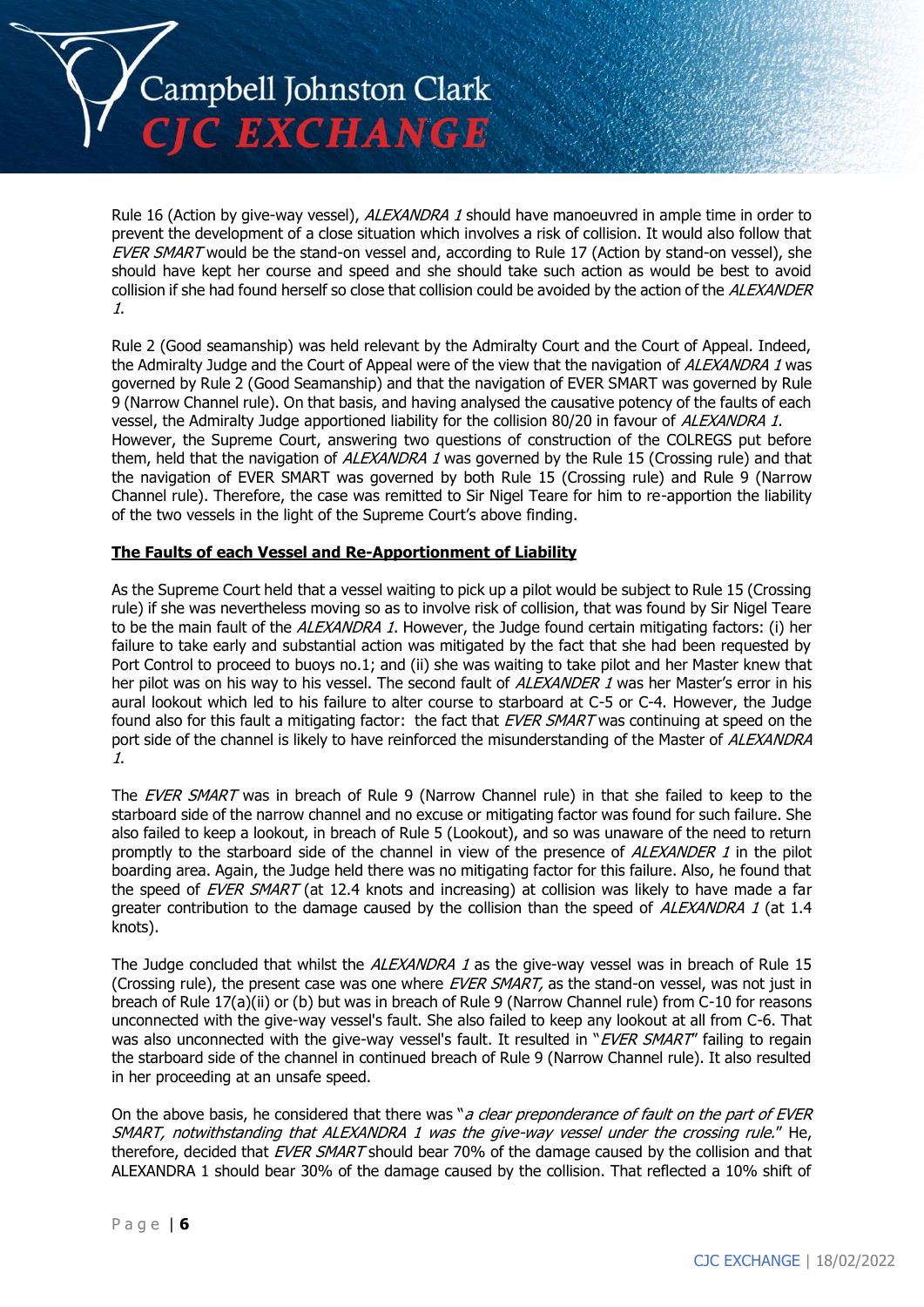Rule 16 (Action by give-way vessel), *ALEXANDRA 1* should have manoeuvred in ample time in order to prevent the development of a close situation which involves a risk of collision. It would also follow that *EVER SMART* would be the stand-on vessel and, according to Rule 17 (Action by stand-on vessel), she should have kept her course and speed and she should take such action as would be best to avoid collision if she had found herself so close that collision could be avoided by the action of the *ALEXANDER 1*.

Rule 2 (Good seamanship) was held relevant by the Admiralty Court and the Court of Appeal. Indeed, the Admiralty Judge and the Court of Appeal were of the view that the navigation of *ALEXANDRA 1* was governed by Rule 2 (Good Seamanship) and that the navigation of EVER SMART was governed by Rule 9 (Narrow Channel rule). On that basis, and having analysed the causative potency of the faults of each vessel, the Admiralty Judge apportioned liability for the collision 80/20 in favour of *ALEXANDRA 1*. However, the Supreme Court, answering two questions of construction of the COLREGS put before them, held that the navigation of *ALEXANDRA 1* was governed by the Rule 15 (Crossing rule) and that the navigation of EVER SMART was governed by both Rule 15 (Crossing rule) and Rule 9 (Narrow Channel rule). Therefore, the case was remitted to Sir Nigel Teare for him to re-apportion the liability of the two vessels in the light of the Supreme Court's above finding.

**<u>The Faults of each Vessel and Re-Apportionment of Liability</u>**

As the Supreme Court held that a vessel waiting to pick up a pilot would be subject to Rule 15 (Crossing rule) if she was nevertheless moving so as to involve risk of collision, that was found by Sir Nigel Teare to be the main fault of the *ALEXANDRA 1*. However, the Judge found certain mitigating factors: (i) her failure to take early and substantial action was mitigated by the fact that she had been requested by Port Control to proceed to buoys no.1; and (ii) she was waiting to take pilot and her Master knew that her pilot was on his way to his vessel. The second fault of *ALEXANDER 1* was her Master's error in his aural lookout which led to his failure to alter course to starboard at C-5 or C-4. However, the Judge found also for this fault a mitigating factor: the fact that *EVER SMART* was continuing at speed on the port side of the channel is likely to have reinforced the misunderstanding of the Master of *ALEXANDRA 1*.

The *EVER SMART* was in breach of Rule 9 (Narrow Channel rule) in that she failed to keep to the starboard side of the narrow channel and no excuse or mitigating factor was found for such failure. She also failed to keep a lookout, in breach of Rule 5 (Lookout), and so was unaware of the need to return promptly to the starboard side of the channel in view of the presence of *ALEXANDER 1* in the pilot boarding area. Again, the Judge held there was no mitigating factor for this failure. Also, he found that the speed of *EVER SMART* (at 12.4 knots and increasing) at collision was likely to have made a far greater contribution to the damage caused by the collision than the speed of *ALEXANDRA 1* (at 1.4 knots).

The Judge concluded that whilst the *ALEXANDRA 1* as the give-way vessel was in breach of Rule 15 (Crossing rule), the present case was one where *EVER SMART,* as the stand-on vessel, was not just in breach of Rule 17(a)(ii) or (b) but was in breach of Rule 9 (Narrow Channel rule) from C-10 for reasons unconnected with the give-way vessel's fault. She also failed to keep any lookout at all from C-6. That was also unconnected with the give-way vessel's fault. It resulted in "*EVER SMART*" failing to regain the starboard side of the channel in continued breach of Rule 9 (Narrow Channel rule). It also resulted in her proceeding at an unsafe speed.

On the above basis, he considered that there was "*a clear preponderance of fault on the part of EVER SMART, notwithstanding that ALEXANDRA 1 was the give-way vessel under the crossing rule.*" He, therefore, decided that *EVER SMART* should bear 70% of the damage caused by the collision and that ALEXANDRA 1 should bear 30% of the damage caused by the collision. That reflected a 10% shift of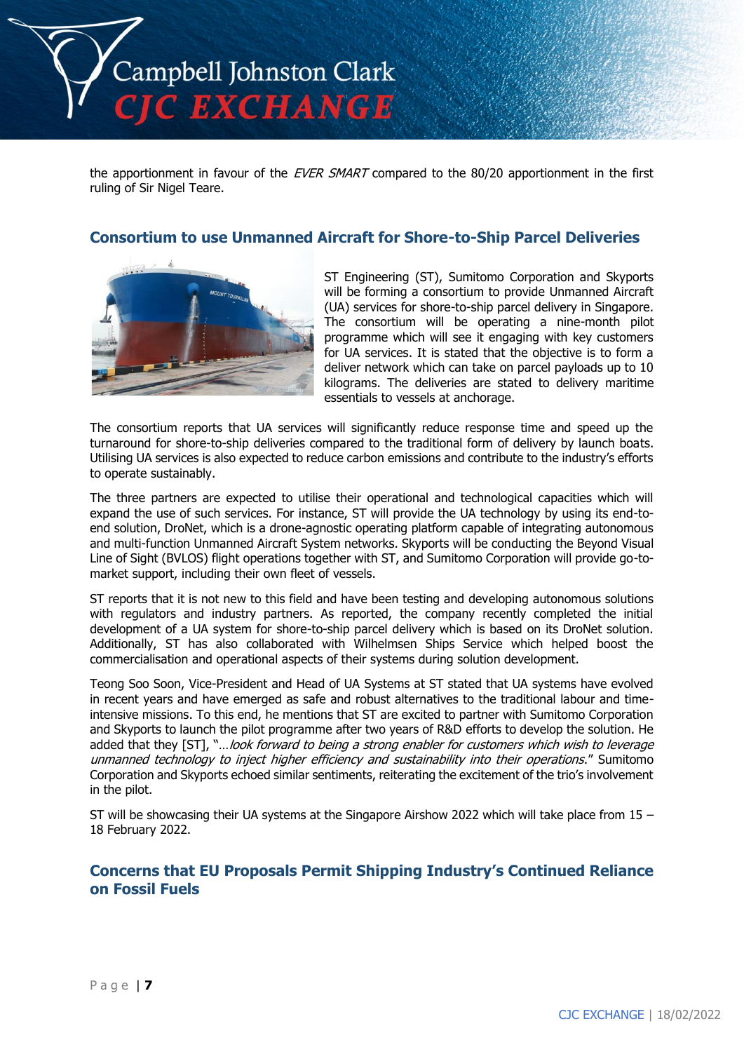the apportionment in favour of the *EVER SMART* compared to the 80/20 apportionment in the first ruling of Sir Nigel Teare.

## Consortium to use Unmanned Aircraft for Shore-to-Ship Parcel Deliveries

ST Engineering (ST), Sumitomo Corporation and Skyports will be forming a consortium to provide Unmanned Aircraft (UA) services for shore-to-ship parcel delivery in Singapore. The consortium will be operating a nine-month pilot programme which will see it engaging with key customers for UA services. It is stated that the objective is to form a deliver network which can take on parcel payloads up to 10 kilograms. The deliveries are stated to delivery maritime essentials to vessels at anchorage.

The consortium reports that UA services will significantly reduce response time and speed up the turnaround for shore-to-ship deliveries compared to the traditional form of delivery by launch boats. Utilising UA services is also expected to reduce carbon emissions and contribute to the industry's efforts to operate sustainably.

The three partners are expected to utilise their operational and technological capacities which will expand the use of such services. For instance, ST will provide the UA technology by using its end-to-end solution, DroNet, which is a drone-agnostic operating platform capable of integrating autonomous and multi-function Unmanned Aircraft System networks. Skyports will be conducting the Beyond Visual Line of Sight (BVLOS) flight operations together with ST, and Sumitomo Corporation will provide go-to-market support, including their own fleet of vessels.

ST reports that it is not new to this field and have been testing and developing autonomous solutions with regulators and industry partners. As reported, the company recently completed the initial development of a UA system for shore-to-ship parcel delivery which is based on its DroNet solution. Additionally, ST has also collaborated with Wilhelmsen Ships Service which helped boost the commercialisation and operational aspects of their systems during solution development.

Teong Soo Soon, Vice-President and Head of UA Systems at ST stated that UA systems have evolved in recent years and have emerged as safe and robust alternatives to the traditional labour and time-intensive missions. To this end, he mentions that ST are excited to partner with Sumitomo Corporation and Skyports to launch the pilot programme after two years of R&D efforts to develop the solution. He added that they [ST], "…*look forward to being a strong enabler for customers which wish to leverage unmanned technology to inject higher efficiency and sustainability into their operations*." Sumitomo Corporation and Skyports echoed similar sentiments, reiterating the excitement of the trio's involvement in the pilot.

ST will be showcasing their UA systems at the Singapore Airshow 2022 which will take place from 15 – 18 February 2022.

## Concerns that EU Proposals Permit Shipping Industry's Continued Reliance on Fossil Fuels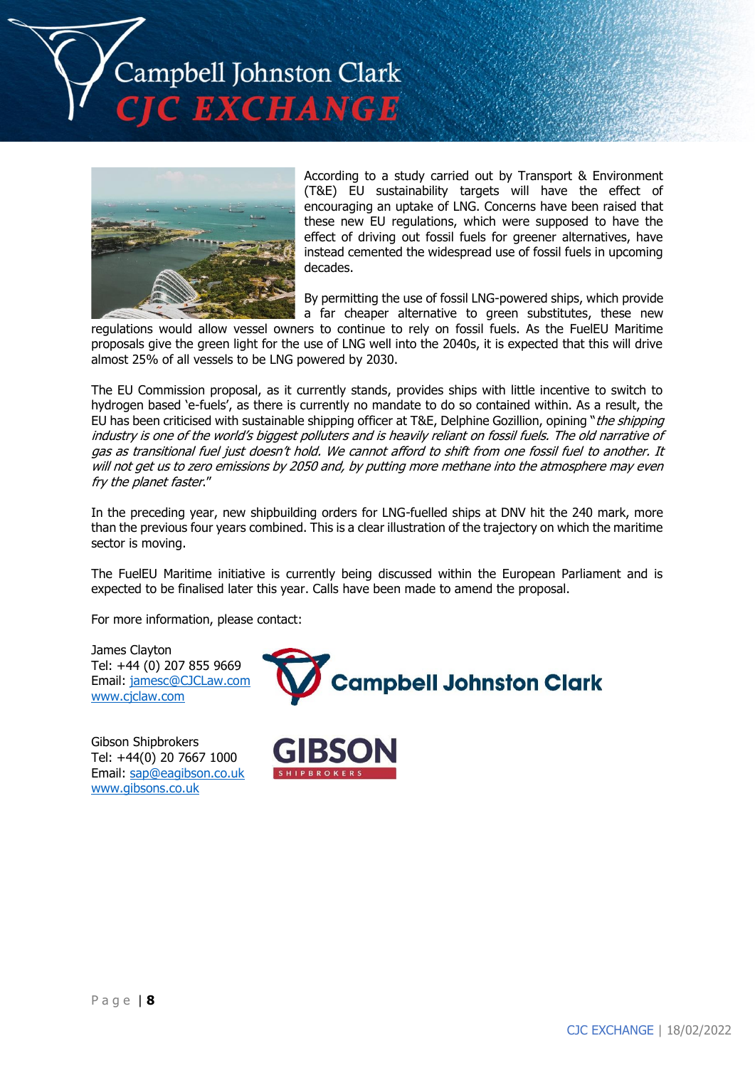According to a study carried out by Transport & Environment (T&E) EU sustainability targets will have the effect of encouraging an uptake of LNG. Concerns have been raised that these new EU regulations, which were supposed to have the effect of driving out fossil fuels for greener alternatives, have instead cemented the widespread use of fossil fuels in upcoming decades.

By permitting the use of fossil LNG-powered ships, which provide a far cheaper alternative to green substitutes, these new regulations would allow vessel owners to continue to rely on fossil fuels. As the FuelEU Maritime proposals give the green light for the use of LNG well into the 2040s, it is expected that this will drive almost 25% of all vessels to be LNG powered by 2030.

The EU Commission proposal, as it currently stands, provides ships with little incentive to switch to hydrogen based 'e-fuels', as there is currently no mandate to do so contained within. As a result, the EU has been criticised with sustainable shipping officer at T&E, Delphine Gozillion, opining "*the shipping industry is one of the world's biggest polluters and is heavily reliant on fossil fuels. The old narrative of gas as transitional fuel just doesn't hold. We cannot afford to shift from one fossil fuel to another. It will not get us to zero emissions by 2050 and, by putting more methane into the atmosphere may even fry the planet faster.*"

In the preceding year, new shipbuilding orders for LNG-fuelled ships at DNV hit the 240 mark, more than the previous four years combined. This is a clear illustration of the trajectory on which the maritime sector is moving.

The FuelEU Maritime initiative is currently being discussed within the European Parliament and is expected to be finalised later this year. Calls have been made to amend the proposal.

For more information, please contact:

James Clayton
Tel: +44 (0) 207 855 9669
Email: jamesc@CJCLaw.com
www.cjclaw.com

Gibson Shipbrokers
Tel: +44(0) 20 7667 1000
Email: sap@eagibson.co.uk
www.gibsons.co.uk